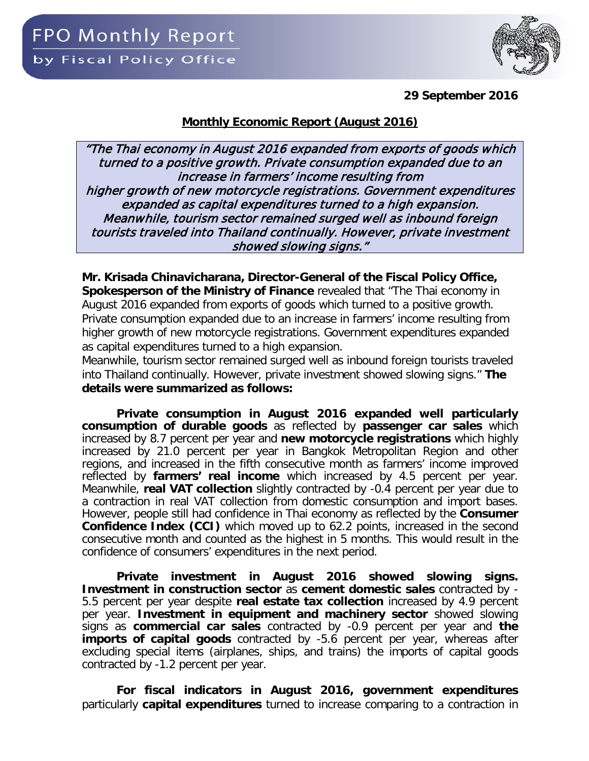# FPO Monthly Report

by Fiscal Policy Office

**29 September 2016**

## Monthly Economic Report (August 2016)

> *"The Thai economy in August 2016 expanded from exports of goods which turned to a positive growth. Private consumption expanded due to an increase in farmers' income resulting from higher growth of new motorcycle registrations. Government expenditures expanded as capital expenditures turned to a high expansion. Meanwhile, tourism sector remained surged well as inbound foreign tourists traveled into Thailand continually. However, private investment showed slowing signs."*

**Mr. Krisada Chinavicharana, Director-General of the Fiscal Policy Office, Spokesperson of the Ministry of Finance** revealed that "The Thai economy in August 2016 expanded from exports of goods which turned to a positive growth. Private consumption expanded due to an increase in farmers' income resulting from higher growth of new motorcycle registrations. Government expenditures expanded as capital expenditures turned to a high expansion.
Meanwhile, tourism sector remained surged well as inbound foreign tourists traveled into Thailand continually. However, private investment showed slowing signs." **The details were summarized as follows:**

**Private consumption in August 2016 expanded well particularly consumption of durable goods** as reflected by **passenger car sales** which increased by 8.7 percent per year and **new motorcycle registrations** which highly increased by 21.0 percent per year in Bangkok Metropolitan Region and other regions, and increased in the fifth consecutive month as farmers' income improved reflected by **farmers' real income** which increased by 4.5 percent per year. Meanwhile, **real VAT collection** slightly contracted by -0.4 percent per year due to a contraction in real VAT collection from domestic consumption and import bases. However, people still had confidence in Thai economy as reflected by the **Consumer Confidence Index (CCI)** which moved up to 62.2 points, increased in the second consecutive month and counted as the highest in 5 months. This would result in the confidence of consumers' expenditures in the next period.

**Private investment in August 2016 showed slowing signs. Investment in construction sector** as **cement domestic sales** contracted by -5.5 percent per year despite **real estate tax collection** increased by 4.9 percent per year. **Investment in equipment and machinery sector** showed slowing signs as **commercial car sales** contracted by -0.9 percent per year and **the imports of capital goods** contracted by -5.6 percent per year, whereas after excluding special items (airplanes, ships, and trains) the imports of capital goods contracted by -1.2 percent per year.

**For fiscal indicators in August 2016, government expenditures** particularly **capital expenditures** turned to increase comparing to a contraction in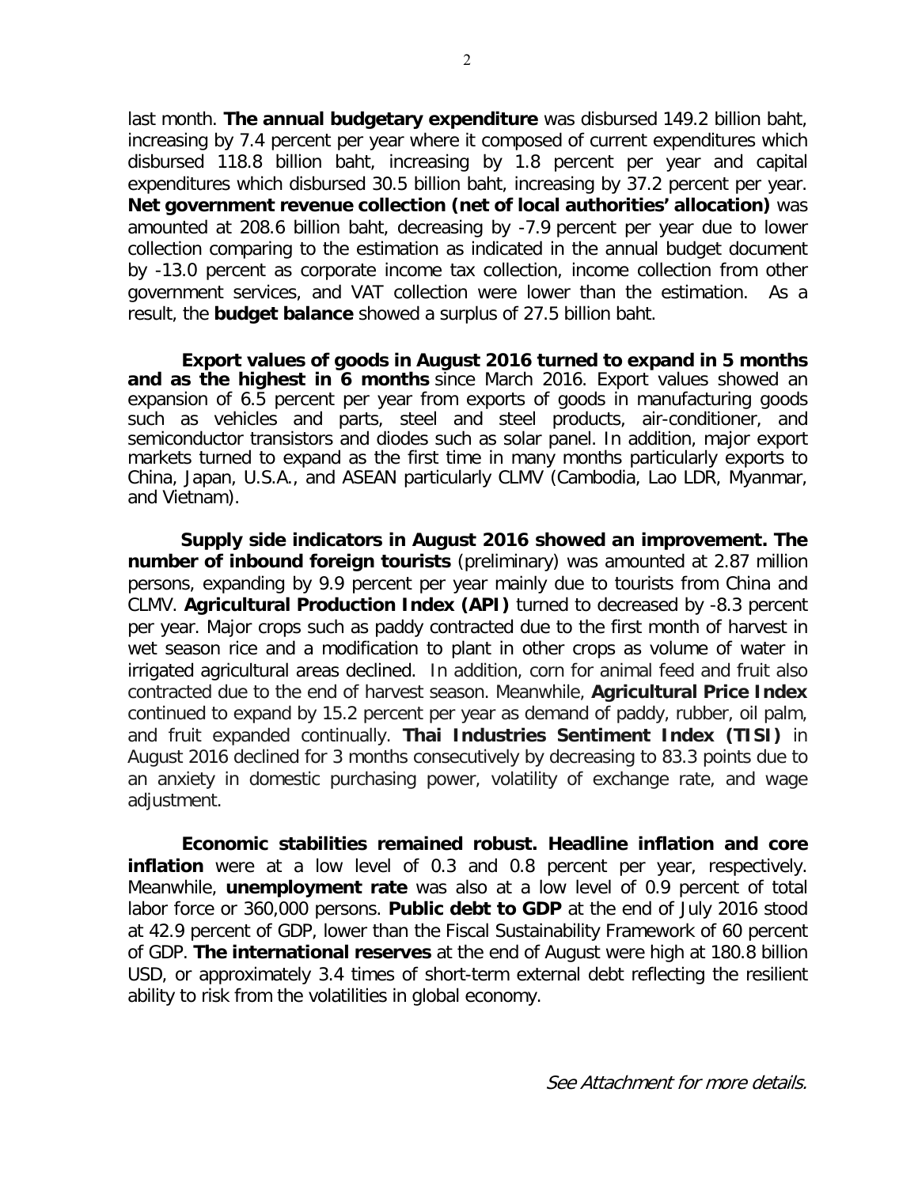last month. **The annual budgetary expenditure** was disbursed 149.2 billion baht, increasing by 7.4 percent per year where it composed of current expenditures which disbursed 118.8 billion baht, increasing by 1.8 percent per year and capital expenditures which disbursed 30.5 billion baht, increasing by 37.2 percent per year. **Net government revenue collection (net of local authorities' allocation)** was amounted at 208.6 billion baht, decreasing by -7.9 percent per year due to lower collection comparing to the estimation as indicated in the annual budget document by -13.0 percent as corporate income tax collection, income collection from other government services, and VAT collection were lower than the estimation. As a result, the **budget balance** showed a surplus of 27.5 billion baht.

**Export values of goods in August 2016 turned to expand in 5 months and as the highest in 6 months** since March 2016. Export values showed an expansion of 6.5 percent per year from exports of goods in manufacturing goods such as vehicles and parts, steel and steel products, air-conditioner, and semiconductor transistors and diodes such as solar panel. In addition, major export markets turned to expand as the first time in many months particularly exports to China, Japan, U.S.A., and ASEAN particularly CLMV (Cambodia, Lao LDR, Myanmar, and Vietnam).

**Supply side indicators in August 2016 showed an improvement. The number of inbound foreign tourists** (preliminary) was amounted at 2.87 million persons, expanding by 9.9 percent per year mainly due to tourists from China and CLMV. **Agricultural Production Index (API)** turned to decreased by -8.3 percent per year. Major crops such as paddy contracted due to the first month of harvest in wet season rice and a modification to plant in other crops as volume of water in irrigated agricultural areas declined. In addition, corn for animal feed and fruit also contracted due to the end of harvest season. Meanwhile, **Agricultural Price Index** continued to expand by 15.2 percent per year as demand of paddy, rubber, oil palm, and fruit expanded continually. **Thai Industries Sentiment Index (TISI)** in August 2016 declined for 3 months consecutively by decreasing to 83.3 points due to an anxiety in domestic purchasing power, volatility of exchange rate, and wage adjustment.

**Economic stabilities remained robust. Headline inflation and core inflation** were at a low level of 0.3 and 0.8 percent per year, respectively. Meanwhile, **unemployment rate** was also at a low level of 0.9 percent of total labor force or 360,000 persons. **Public debt to GDP** at the end of July 2016 stood at 42.9 percent of GDP, lower than the Fiscal Sustainability Framework of 60 percent of GDP. **The international reserves** at the end of August were high at 180.8 billion USD, or approximately 3.4 times of short-term external debt reflecting the resilient ability to risk from the volatilities in global economy.

*See Attachment for more details.*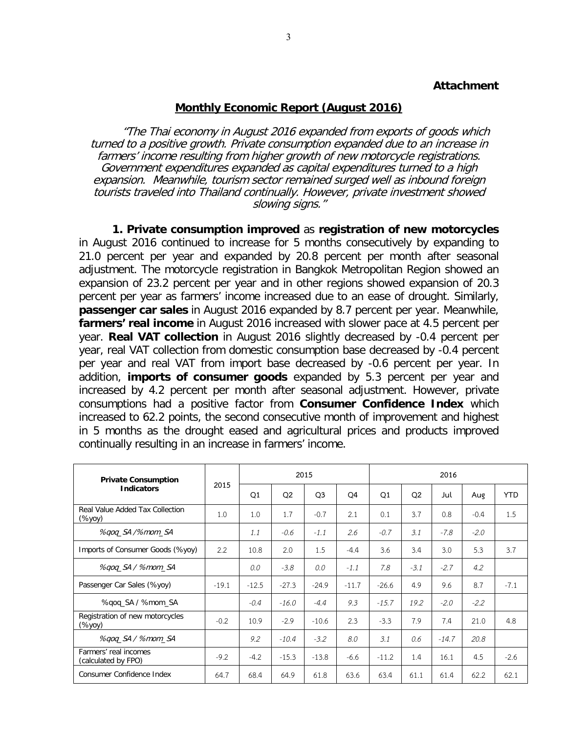**Attachment**

## Monthly Economic Report (August 2016)

*"The Thai economy in August 2016 expanded from exports of goods which turned to a positive growth. Private consumption expanded due to an increase in farmers' income resulting from higher growth of new motorcycle registrations. Government expenditures expanded as capital expenditures turned to a high expansion. Meanwhile, tourism sector remained surged well as inbound foreign tourists traveled into Thailand continually. However, private investment showed slowing signs."*

**1. Private consumption improved** as **registration of new motorcycles** in August 2016 continued to increase for 5 months consecutively by expanding to 21.0 percent per year and expanded by 20.8 percent per month after seasonal adjustment. The motorcycle registration in Bangkok Metropolitan Region showed an expansion of 23.2 percent per year and in other regions showed expansion of 20.3 percent per year as farmers' income increased due to an ease of drought. Similarly, **passenger car sales** in August 2016 expanded by 8.7 percent per year. Meanwhile, **farmers' real income** in August 2016 increased with slower pace at 4.5 percent per year. **Real VAT collection** in August 2016 slightly decreased by -0.4 percent per year, real VAT collection from domestic consumption base decreased by -0.4 percent per year and real VAT from import base decreased by -0.6 percent per year. In addition, **imports of consumer goods** expanded by 5.3 percent per year and increased by 4.2 percent per month after seasonal adjustment. However, private consumptions had a positive factor from **Consumer Confidence Index** which increased to 62.2 points, the second consecutive month of improvement and highest in 5 months as the drought eased and agricultural prices and products improved continually resulting in an increase in farmers' income.

| Private Consumption Indicators | 2015 | 2015 | | | | 2016 | | | | |
|---|---|---|---|---|---|---|---|---|---|---|
| | | Q1 | Q2 | Q3 | Q4 | Q1 | Q2 | Jul | Aug | YTD |
| Real Value Added Tax Collection (%yoy) | 1.0 | 1.0 | 1.7 | -0.7 | 2.1 | 0.1 | 3.7 | 0.8 | -0.4 | 1.5 |
| *%qoq_SA /%mom_SA* | | *1.1* | *-0.6* | *-1.1* | *2.6* | *-0.7* | *3.1* | *-7.8* | *-2.0* | |
| Imports of Consumer Goods (%yoy) | 2.2 | 10.8 | 2.0 | 1.5 | -4.4 | 3.6 | 3.4 | 3.0 | 5.3 | 3.7 |
| *%qoq_SA / %mom_SA* | | *0.0* | *-3.8* | *0.0* | *-1.1* | *7.8* | *-3.1* | *-2.7* | *4.2* | |
| Passenger Car Sales (%yoy) | -19.1 | -12.5 | -27.3 | -24.9 | -11.7 | -26.6 | 4.9 | 9.6 | 8.7 | -7.1 |
| %qoq_SA / %mom_SA | | *-0.4* | *-16.0* | *-4.4* | *9.3* | *-15.7* | *19.2* | *-2.0* | *-2.2* | |
| Registration of new motorcycles (%yoy) | -0.2 | 10.9 | -2.9 | -10.6 | 2.3 | -3.3 | 7.9 | 7.4 | 21.0 | 4.8 |
| *%qoq_SA / %mom_SA* | | *9.2* | *-10.4* | *-3.2* | *8.0* | *3.1* | *0.6* | *-14.7* | *20.8* | |
| Farmers' real incomes (calculated by FPO) | -9.2 | -4.2 | -15.3 | -13.8 | -6.6 | -11.2 | 1.4 | 16.1 | 4.5 | -2.6 |
| Consumer Confidence Index | 64.7 | 68.4 | 64.9 | 61.8 | 63.6 | 63.4 | 61.1 | 61.4 | 62.2 | 62.1 |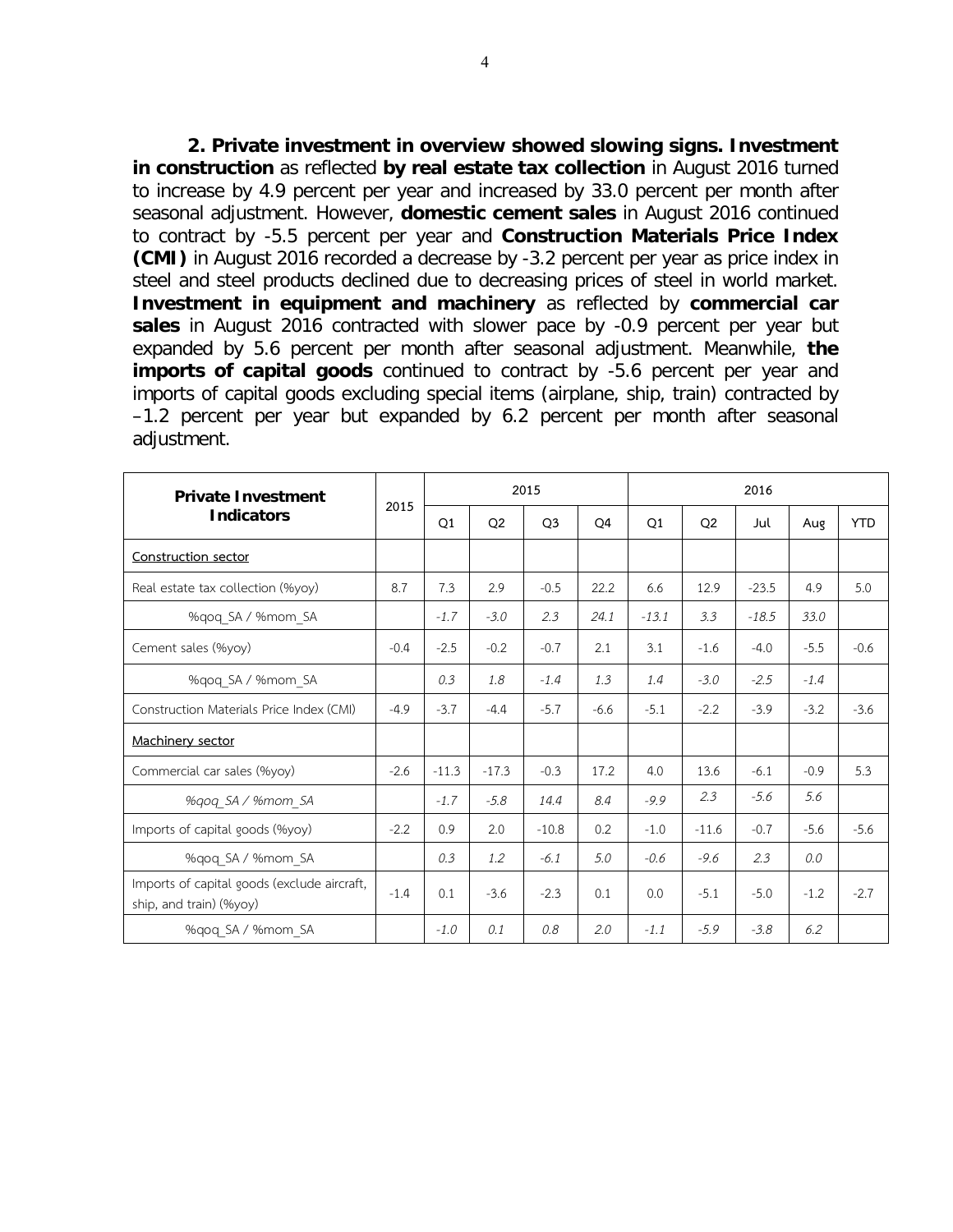**2. Private investment in overview showed slowing signs. Investment in construction** as reflected **by real estate tax collection** in August 2016 turned to increase by 4.9 percent per year and increased by 33.0 percent per month after seasonal adjustment. However, **domestic cement sales** in August 2016 continued to contract by -5.5 percent per year and **Construction Materials Price Index (CMI)** in August 2016 recorded a decrease by -3.2 percent per year as price index in steel and steel products declined due to decreasing prices of steel in world market. **Investment in equipment and machinery** as reflected by **commercial car sales** in August 2016 contracted with slower pace by -0.9 percent per year but expanded by 5.6 percent per month after seasonal adjustment. Meanwhile, **the imports of capital goods** continued to contract by -5.6 percent per year and imports of capital goods excluding special items (airplane, ship, train) contracted by –1.2 percent per year but expanded by 6.2 percent per month after seasonal adjustment.

| Private Investment Indicators | 2015 | 2015 | | | | 2016 | | | | |
|---|---|---|---|---|---|---|---|---|---|---|
| | | Q1 | Q2 | Q3 | Q4 | Q1 | Q2 | Jul | Aug | YTD |
| Construction sector | | | | | | | | | | |
| Real estate tax collection (%yoy) | 8.7 | 7.3 | 2.9 | -0.5 | 22.2 | 6.6 | 12.9 | -23.5 | 4.9 | 5.0 |
| %qoq_SA / %mom_SA | | *-1.7* | *-3.0* | *2.3* | *24.1* | *-13.1* | *3.3* | *-18.5* | *33.0* | |
| Cement sales (%yoy) | -0.4 | -2.5 | -0.2 | -0.7 | 2.1 | 3.1 | -1.6 | -4.0 | -5.5 | -0.6 |
| %qoq_SA / %mom_SA | | *0.3* | *1.8* | *-1.4* | *1.3* | *1.4* | *-3.0* | *-2.5* | *-1.4* | |
| Construction Materials Price Index (CMI) | -4.9 | -3.7 | -4.4 | -5.7 | -6.6 | -5.1 | -2.2 | -3.9 | -3.2 | -3.6 |
| Machinery sector | | | | | | | | | | |
| Commercial car sales (%yoy) | -2.6 | -11.3 | -17.3 | -0.3 | 17.2 | 4.0 | 13.6 | -6.1 | -0.9 | 5.3 |
| *%qoq_SA / %mom_SA* | | *-1.7* | *-5.8* | *14.4* | *8.4* | *-9.9* | *2.3* | *-5.6* | *5.6* | |
| Imports of capital goods (%yoy) | -2.2 | 0.9 | 2.0 | -10.8 | 0.2 | -1.0 | -11.6 | -0.7 | -5.6 | -5.6 |
| %qoq_SA / %mom_SA | | *0.3* | *1.2* | *-6.1* | *5.0* | *-0.6* | *-9.6* | *2.3* | *0.0* | |
| Imports of capital goods (exclude aircraft, ship, and train) (%yoy) | -1.4 | 0.1 | -3.6 | -2.3 | 0.1 | 0.0 | -5.1 | -5.0 | -1.2 | -2.7 |
| %qoq_SA / %mom_SA | | *-1.0* | *0.1* | *0.8* | *2.0* | *-1.1* | *-5.9* | *-3.8* | *6.2* | |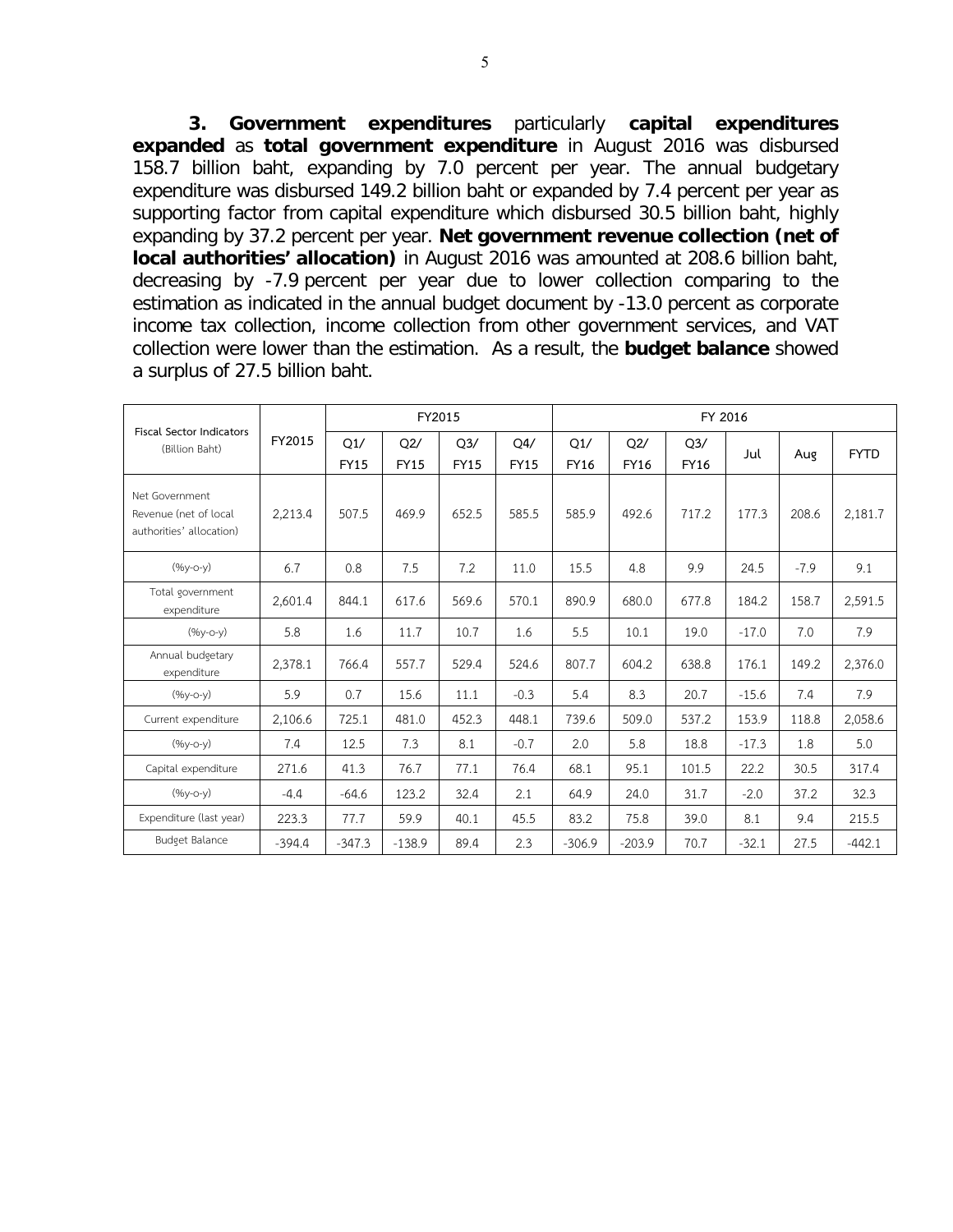**3. Government expenditures** particularly **capital expenditures expanded** as **total government expenditure** in August 2016 was disbursed 158.7 billion baht, expanding by 7.0 percent per year. The annual budgetary expenditure was disbursed 149.2 billion baht or expanded by 7.4 percent per year as supporting factor from capital expenditure which disbursed 30.5 billion baht, highly expanding by 37.2 percent per year. **Net government revenue collection (net of local authorities' allocation)** in August 2016 was amounted at 208.6 billion baht, decreasing by -7.9 percent per year due to lower collection comparing to the estimation as indicated in the annual budget document by -13.0 percent as corporate income tax collection, income collection from other government services, and VAT collection were lower than the estimation. As a result, the **budget balance** showed a surplus of 27.5 billion baht.

| Fiscal Sector Indicators (Billion Baht) | FY2015 | FY2015 | | | | FY 2016 | | | | | |
|---|---|---|---|---|---|---|---|---|---|---|---|
| | | Q1/ FY15 | Q2/ FY15 | Q3/ FY15 | Q4/ FY15 | Q1/ FY16 | Q2/ FY16 | Q3/ FY16 | Jul | Aug | FYTD |
| Net Government Revenue (net of local authorities' allocation) | 2,213.4 | 507.5 | 469.9 | 652.5 | 585.5 | 585.9 | 492.6 | 717.2 | 177.3 | 208.6 | 2,181.7 |
| (%y-o-y) | 6.7 | 0.8 | 7.5 | 7.2 | 11.0 | 15.5 | 4.8 | 9.9 | 24.5 | -7.9 | 9.1 |
| Total government expenditure | 2,601.4 | 844.1 | 617.6 | 569.6 | 570.1 | 890.9 | 680.0 | 677.8 | 184.2 | 158.7 | 2,591.5 |
| (%y-o-y) | 5.8 | 1.6 | 11.7 | 10.7 | 1.6 | 5.5 | 10.1 | 19.0 | -17.0 | 7.0 | 7.9 |
| Annual budgetary expenditure | 2,378.1 | 766.4 | 557.7 | 529.4 | 524.6 | 807.7 | 604.2 | 638.8 | 176.1 | 149.2 | 2,376.0 |
| (%y-o-y) | 5.9 | 0.7 | 15.6 | 11.1 | -0.3 | 5.4 | 8.3 | 20.7 | -15.6 | 7.4 | 7.9 |
| Current expenditure | 2,106.6 | 725.1 | 481.0 | 452.3 | 448.1 | 739.6 | 509.0 | 537.2 | 153.9 | 118.8 | 2,058.6 |
| (%y-o-y) | 7.4 | 12.5 | 7.3 | 8.1 | -0.7 | 2.0 | 5.8 | 18.8 | -17.3 | 1.8 | 5.0 |
| Capital expenditure | 271.6 | 41.3 | 76.7 | 77.1 | 76.4 | 68.1 | 95.1 | 101.5 | 22.2 | 30.5 | 317.4 |
| (%y-o-y) | -4.4 | -64.6 | 123.2 | 32.4 | 2.1 | 64.9 | 24.0 | 31.7 | -2.0 | 37.2 | 32.3 |
| Expenditure (last year) | 223.3 | 77.7 | 59.9 | 40.1 | 45.5 | 83.2 | 75.8 | 39.0 | 8.1 | 9.4 | 215.5 |
| Budget Balance | -394.4 | -347.3 | -138.9 | 89.4 | 2.3 | -306.9 | -203.9 | 70.7 | -32.1 | 27.5 | -442.1 |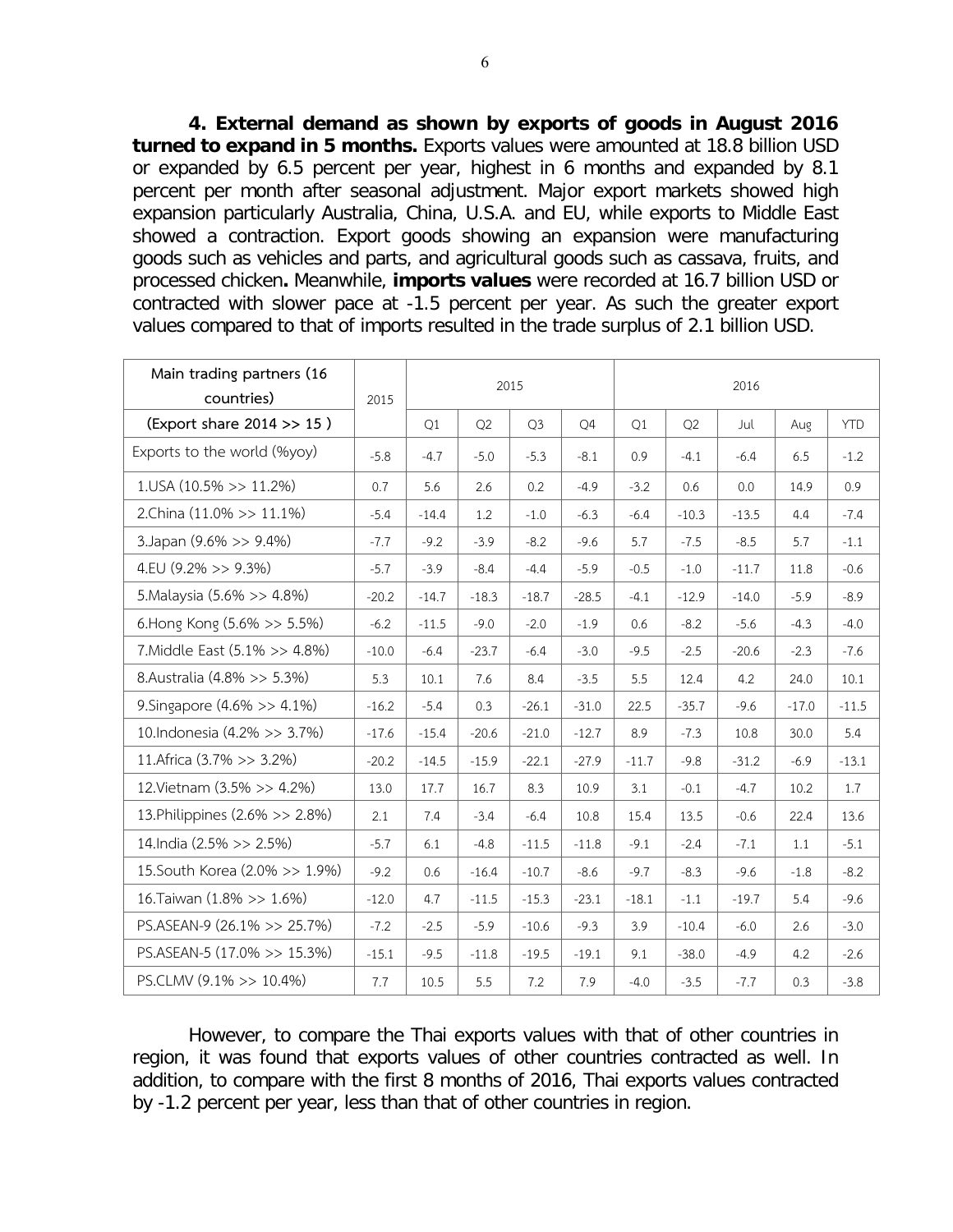**4. External demand as shown by exports of goods in August 2016 turned to expand in 5 months.** Exports values were amounted at 18.8 billion USD or expanded by 6.5 percent per year, highest in 6 months and expanded by 8.1 percent per month after seasonal adjustment. Major export markets showed high expansion particularly Australia, China, U.S.A. and EU, while exports to Middle East showed a contraction. Export goods showing an expansion were manufacturing goods such as vehicles and parts, and agricultural goods such as cassava, fruits, and processed chicken**.** Meanwhile, **imports values** were recorded at 16.7 billion USD or contracted with slower pace at -1.5 percent per year. As such the greater export values compared to that of imports resulted in the trade surplus of 2.1 billion USD.

| Main trading partners (16 countries) | 2015 | 2015 | | | | 2016 | | | | |
|---|---|---|---|---|---|---|---|---|---|---|
| (Export share 2014 >> 15 ) | | Q1 | Q2 | Q3 | Q4 | Q1 | Q2 | Jul | Aug | YTD |
| Exports to the world (%yoy) | -5.8 | -4.7 | -5.0 | -5.3 | -8.1 | 0.9 | -4.1 | -6.4 | 6.5 | -1.2 |
| 1.USA (10.5% >> 11.2%) | 0.7 | 5.6 | 2.6 | 0.2 | -4.9 | -3.2 | 0.6 | 0.0 | 14.9 | 0.9 |
| 2.China (11.0% >> 11.1%) | -5.4 | -14.4 | 1.2 | -1.0 | -6.3 | -6.4 | -10.3 | -13.5 | 4.4 | -7.4 |
| 3.Japan (9.6% >> 9.4%) | -7.7 | -9.2 | -3.9 | -8.2 | -9.6 | 5.7 | -7.5 | -8.5 | 5.7 | -1.1 |
| 4.EU (9.2% >> 9.3%) | -5.7 | -3.9 | -8.4 | -4.4 | -5.9 | -0.5 | -1.0 | -11.7 | 11.8 | -0.6 |
| 5.Malaysia (5.6% >> 4.8%) | -20.2 | -14.7 | -18.3 | -18.7 | -28.5 | -4.1 | -12.9 | -14.0 | -5.9 | -8.9 |
| 6.Hong Kong (5.6% >> 5.5%) | -6.2 | -11.5 | -9.0 | -2.0 | -1.9 | 0.6 | -8.2 | -5.6 | -4.3 | -4.0 |
| 7.Middle East (5.1% >> 4.8%) | -10.0 | -6.4 | -23.7 | -6.4 | -3.0 | -9.5 | -2.5 | -20.6 | -2.3 | -7.6 |
| 8.Australia (4.8% >> 5.3%) | 5.3 | 10.1 | 7.6 | 8.4 | -3.5 | 5.5 | 12.4 | 4.2 | 24.0 | 10.1 |
| 9.Singapore (4.6% >> 4.1%) | -16.2 | -5.4 | 0.3 | -26.1 | -31.0 | 22.5 | -35.7 | -9.6 | -17.0 | -11.5 |
| 10.Indonesia (4.2% >> 3.7%) | -17.6 | -15.4 | -20.6 | -21.0 | -12.7 | 8.9 | -7.3 | 10.8 | 30.0 | 5.4 |
| 11.Africa (3.7% >> 3.2%) | -20.2 | -14.5 | -15.9 | -22.1 | -27.9 | -11.7 | -9.8 | -31.2 | -6.9 | -13.1 |
| 12.Vietnam (3.5% >> 4.2%) | 13.0 | 17.7 | 16.7 | 8.3 | 10.9 | 3.1 | -0.1 | -4.7 | 10.2 | 1.7 |
| 13.Philippines (2.6% >> 2.8%) | 2.1 | 7.4 | -3.4 | -6.4 | 10.8 | 15.4 | 13.5 | -0.6 | 22.4 | 13.6 |
| 14.India (2.5% >> 2.5%) | -5.7 | 6.1 | -4.8 | -11.5 | -11.8 | -9.1 | -2.4 | -7.1 | 1.1 | -5.1 |
| 15.South Korea (2.0% >> 1.9%) | -9.2 | 0.6 | -16.4 | -10.7 | -8.6 | -9.7 | -8.3 | -9.6 | -1.8 | -8.2 |
| 16.Taiwan (1.8% >> 1.6%) | -12.0 | 4.7 | -11.5 | -15.3 | -23.1 | -18.1 | -1.1 | -19.7 | 5.4 | -9.6 |
| PS.ASEAN-9 (26.1% >> 25.7%) | -7.2 | -2.5 | -5.9 | -10.6 | -9.3 | 3.9 | -10.4 | -6.0 | 2.6 | -3.0 |
| PS.ASEAN-5 (17.0% >> 15.3%) | -15.1 | -9.5 | -11.8 | -19.5 | -19.1 | 9.1 | -38.0 | -4.9 | 4.2 | -2.6 |
| PS.CLMV (9.1% >> 10.4%) | 7.7 | 10.5 | 5.5 | 7.2 | 7.9 | -4.0 | -3.5 | -7.7 | 0.3 | -3.8 |

However, to compare the Thai exports values with that of other countries in region, it was found that exports values of other countries contracted as well. In addition, to compare with the first 8 months of 2016, Thai exports values contracted by -1.2 percent per year, less than that of other countries in region.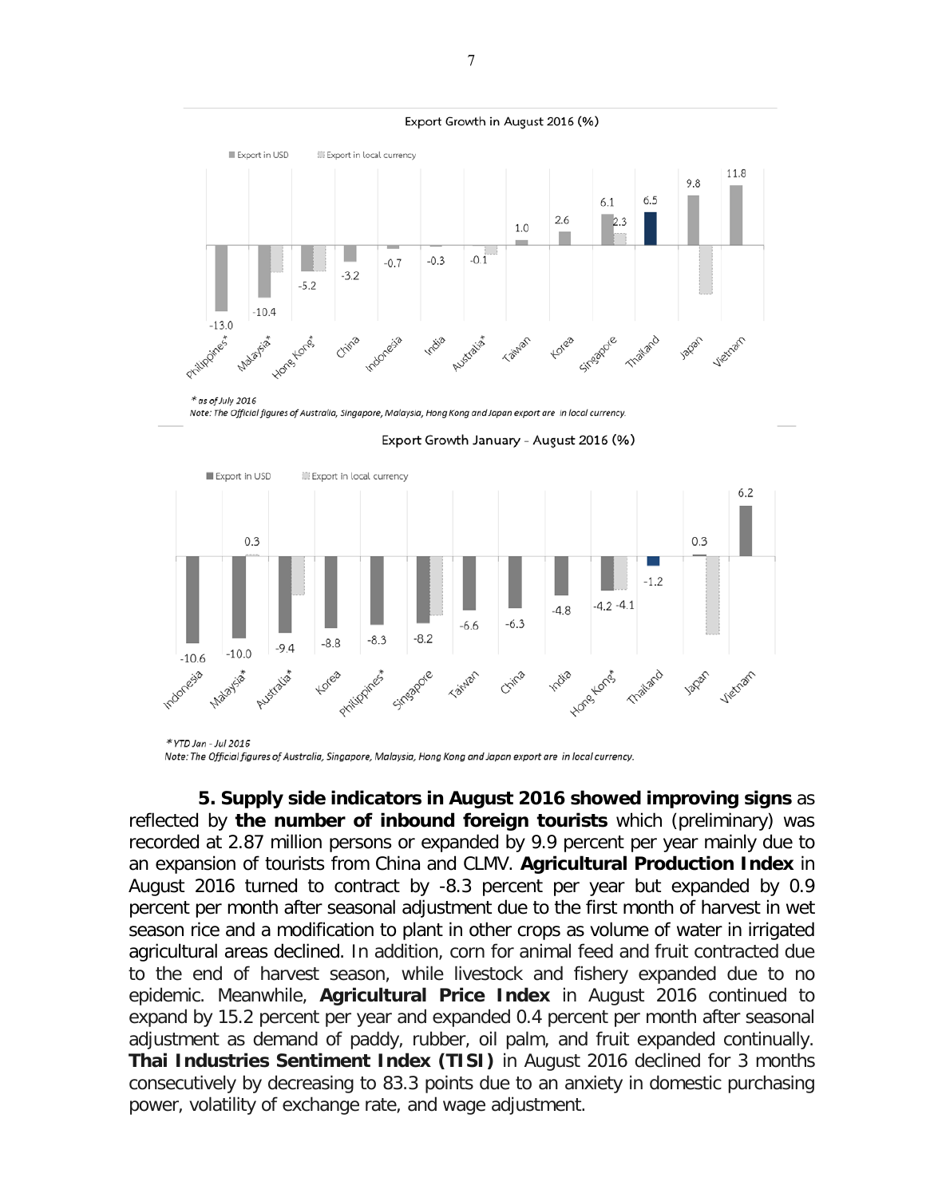Export Growth in August 2016 (%)

Export in USD | Export in local currency

| Country | Export in USD | Export in local currency |
|---|---|---|
| Philippines* | -13.0 | |
| Malaysia* | -10.4 | |
| Hong Kong* | -5.2 | |
| China | -3.2 | |
| Indonesia | -0.7 | |
| India | -0.3 | |
| Australia* | -0.1 | |
| Taiwan | 1.0 | |
| Korea | 2.6 | |
| Singapore | 6.1 | 2.3 |
| Thailand | 6.5 | |
| Japan | 9.8 | |
| Vietnam | 11.8 | |

*\* as of July 2016*

*Note: The Official figures of Australia, Singapore, Malaysia, Hong Kong and Japan export are in local currency.*

Export Growth January - August 2016 (%)

Export in USD | Export in local currency

| Country | Export in USD | Export in local currency |
|---|---|---|
| Indonesia | -10.6 | |
| Malaysia* | -10.0 | 0.3 |
| Australia* | -9.4 | |
| Korea | -8.8 | |
| Philippines* | -8.3 | |
| Singapore | -8.2 | |
| Taiwan | -6.6 | |
| China | -6.3 | |
| India | -4.8 | |
| Hong Kong* | -4.2 | -4.1 |
| Thailand | -1.2 | |
| Japan | 0.3 | |
| Vietnam | 6.2 | |

*\* YTD Jan - Jul 2016*

*Note: The Official figures of Australia, Singapore, Malaysia, Hong Kong and Japan export are in local currency.*

**5. Supply side indicators in August 2016 showed improving signs** as reflected by **the number of inbound foreign tourists** which (preliminary) was recorded at 2.87 million persons or expanded by 9.9 percent per year mainly due to an expansion of tourists from China and CLMV. **Agricultural Production Index** in August 2016 turned to contract by -8.3 percent per year but expanded by 0.9 percent per month after seasonal adjustment due to the first month of harvest in wet season rice and a modification to plant in other crops as volume of water in irrigated agricultural areas declined. In addition, corn for animal feed and fruit contracted due to the end of harvest season, while livestock and fishery expanded due to no epidemic. Meanwhile, **Agricultural Price Index** in August 2016 continued to expand by 15.2 percent per year and expanded 0.4 percent per month after seasonal adjustment as demand of paddy, rubber, oil palm, and fruit expanded continually. **Thai Industries Sentiment Index (TISI)** in August 2016 declined for 3 months consecutively by decreasing to 83.3 points due to an anxiety in domestic purchasing power, volatility of exchange rate, and wage adjustment.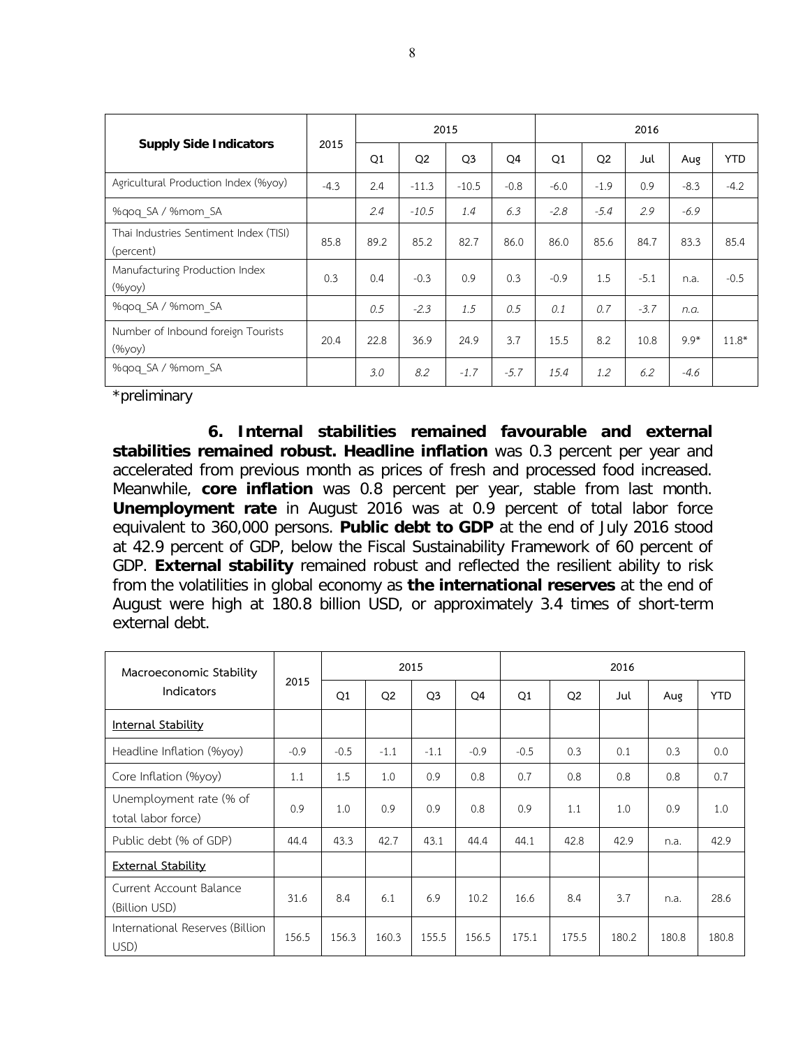| Supply Side Indicators | 2015 | 2015 | | | | 2016 | | | | |
|---|---|---|---|---|---|---|---|---|---|---|
| | | Q1 | Q2 | Q3 | Q4 | Q1 | Q2 | Jul | Aug | YTD |
| Agricultural Production Index (%yoy) | -4.3 | 2.4 | -11.3 | -10.5 | -0.8 | -6.0 | -1.9 | 0.9 | -8.3 | -4.2 |
| %qoq_SA / %mom_SA | | *2.4* | *-10.5* | *1.4* | *6.3* | *-2.8* | *-5.4* | *2.9* | *-6.9* | |
| Thai Industries Sentiment Index (TISI) (percent) | 85.8 | 89.2 | 85.2 | 82.7 | 86.0 | 86.0 | 85.6 | 84.7 | 83.3 | 85.4 |
| Manufacturing Production Index (%yoy) | 0.3 | 0.4 | -0.3 | 0.9 | 0.3 | -0.9 | 1.5 | -5.1 | n.a. | -0.5 |
| %qoq_SA / %mom_SA | | *0.5* | *-2.3* | *1.5* | *0.5* | *0.1* | *0.7* | *-3.7* | *n.a.* | |
| Number of Inbound foreign Tourists (%yoy) | 20.4 | 22.8 | 36.9 | 24.9 | 3.7 | 15.5 | 8.2 | 10.8 | 9.9* | 11.8* |
| %qoq_SA / %mom_SA | | *3.0* | *8.2* | *-1.7* | *-5.7* | *15.4* | *1.2* | *6.2* | *-4.6* | |

*preliminary

**6. Internal stabilities remained favourable and external stabilities remained robust. Headline inflation** was 0.3 percent per year and accelerated from previous month as prices of fresh and processed food increased. Meanwhile, **core inflation** was 0.8 percent per year, stable from last month. **Unemployment rate** in August 2016 was at 0.9 percent of total labor force equivalent to 360,000 persons. **Public debt to GDP** at the end of July 2016 stood at 42.9 percent of GDP, below the Fiscal Sustainability Framework of 60 percent of GDP. **External stability** remained robust and reflected the resilient ability to risk from the volatilities in global economy as **the international reserves** at the end of August were high at 180.8 billion USD, or approximately 3.4 times of short-term external debt.

| Macroeconomic Stability Indicators | 2015 | 2015 | | | | 2016 | | | | |
|---|---|---|---|---|---|---|---|---|---|---|
| | | Q1 | Q2 | Q3 | Q4 | Q1 | Q2 | Jul | Aug | YTD |
| Internal Stability | | | | | | | | | | |
| Headline Inflation (%yoy) | -0.9 | -0.5 | -1.1 | -1.1 | -0.9 | -0.5 | 0.3 | 0.1 | 0.3 | 0.0 |
| Core Inflation (%yoy) | 1.1 | 1.5 | 1.0 | 0.9 | 0.8 | 0.7 | 0.8 | 0.8 | 0.8 | 0.7 |
| Unemployment rate (% of total labor force) | 0.9 | 1.0 | 0.9 | 0.9 | 0.8 | 0.9 | 1.1 | 1.0 | 0.9 | 1.0 |
| Public debt (% of GDP) | 44.4 | 43.3 | 42.7 | 43.1 | 44.4 | 44.1 | 42.8 | 42.9 | n.a. | 42.9 |
| External Stability | | | | | | | | | | |
| Current Account Balance (Billion USD) | 31.6 | 8.4 | 6.1 | 6.9 | 10.2 | 16.6 | 8.4 | 3.7 | n.a. | 28.6 |
| International Reserves (Billion USD) | 156.5 | 156.3 | 160.3 | 155.5 | 156.5 | 175.1 | 175.5 | 180.2 | 180.8 | 180.8 |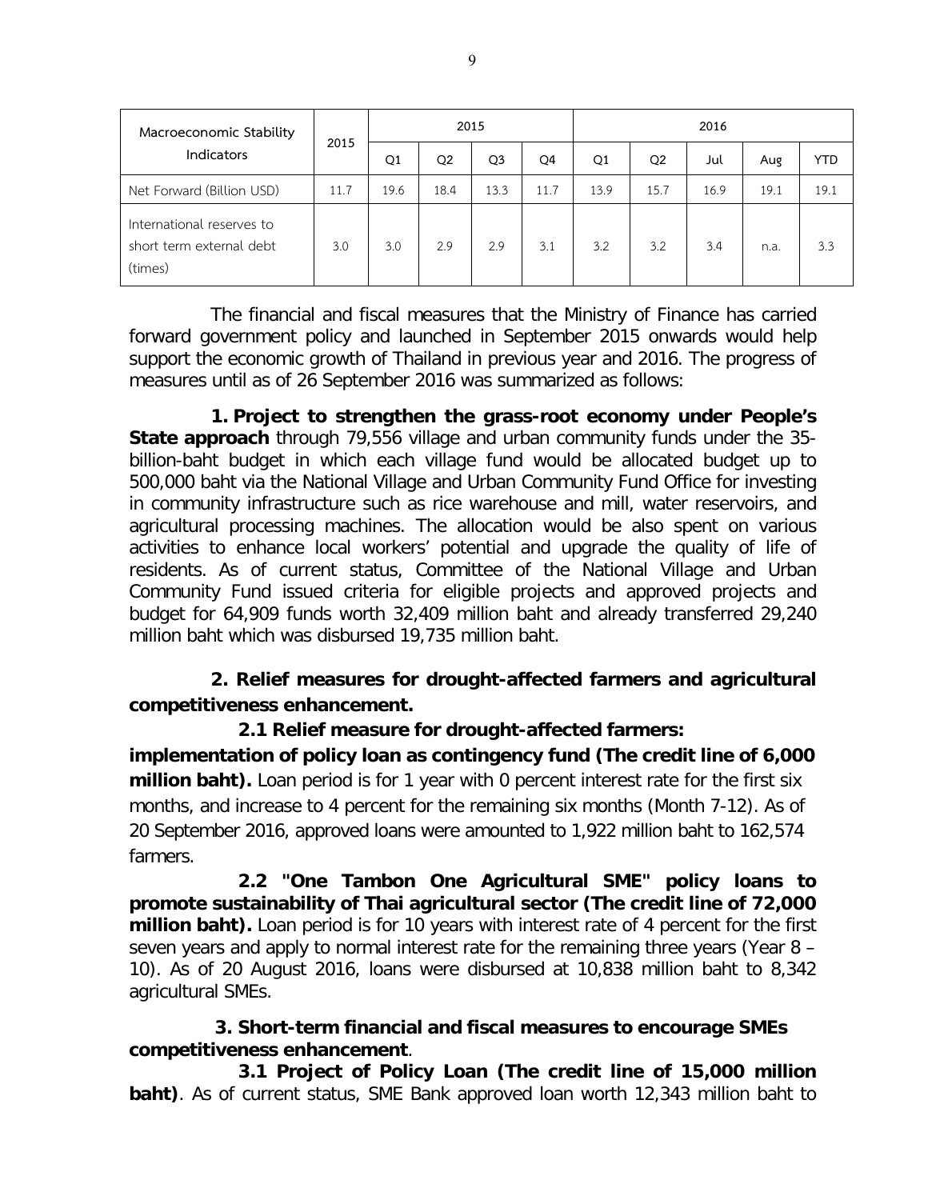| Macroeconomic Stability Indicators | 2015 | 2015 | | | | 2016 | | | | |
|---|---|---|---|---|---|---|---|---|---|---|
| | | Q1 | Q2 | Q3 | Q4 | Q1 | Q2 | Jul | Aug | YTD |
| Net Forward (Billion USD) | 11.7 | 19.6 | 18.4 | 13.3 | 11.7 | 13.9 | 15.7 | 16.9 | 19.1 | 19.1 |
| International reserves to short term external debt (times) | 3.0 | 3.0 | 2.9 | 2.9 | 3.1 | 3.2 | 3.2 | 3.4 | n.a. | 3.3 |

The financial and fiscal measures that the Ministry of Finance has carried forward government policy and launched in September 2015 onwards would help support the economic growth of Thailand in previous year and 2016. The progress of measures until as of 26 September 2016 was summarized as follows:

**1. Project to strengthen the grass-root economy under People's State approach** through 79,556 village and urban community funds under the 35-billion-baht budget in which each village fund would be allocated budget up to 500,000 baht via the National Village and Urban Community Fund Office for investing in community infrastructure such as rice warehouse and mill, water reservoirs, and agricultural processing machines. The allocation would be also spent on various activities to enhance local workers' potential and upgrade the quality of life of residents. As of current status, Committee of the National Village and Urban Community Fund issued criteria for eligible projects and approved projects and budget for 64,909 funds worth 32,409 million baht and already transferred 29,240 million baht which was disbursed 19,735 million baht.

**2. Relief measures for drought-affected farmers and agricultural competitiveness enhancement.**

**2.1 Relief measure for drought-affected farmers: implementation of policy loan as contingency fund (The credit line of 6,000 million baht).** Loan period is for 1 year with 0 percent interest rate for the first six months, and increase to 4 percent for the remaining six months (Month 7-12). As of 20 September 2016, approved loans were amounted to 1,922 million baht to 162,574 farmers.

**2.2 "One Tambon One Agricultural SME" policy loans to promote sustainability of Thai agricultural sector (The credit line of 72,000 million baht).** Loan period is for 10 years with interest rate of 4 percent for the first seven years and apply to normal interest rate for the remaining three years (Year 8 – 10). As of 20 August 2016, loans were disbursed at 10,838 million baht to 8,342 agricultural SMEs.

**3. Short-term financial and fiscal measures to encourage SMEs competitiveness enhancement**.

**3.1 Project of Policy Loan (The credit line of 15,000 million baht)**. As of current status, SME Bank approved loan worth 12,343 million baht to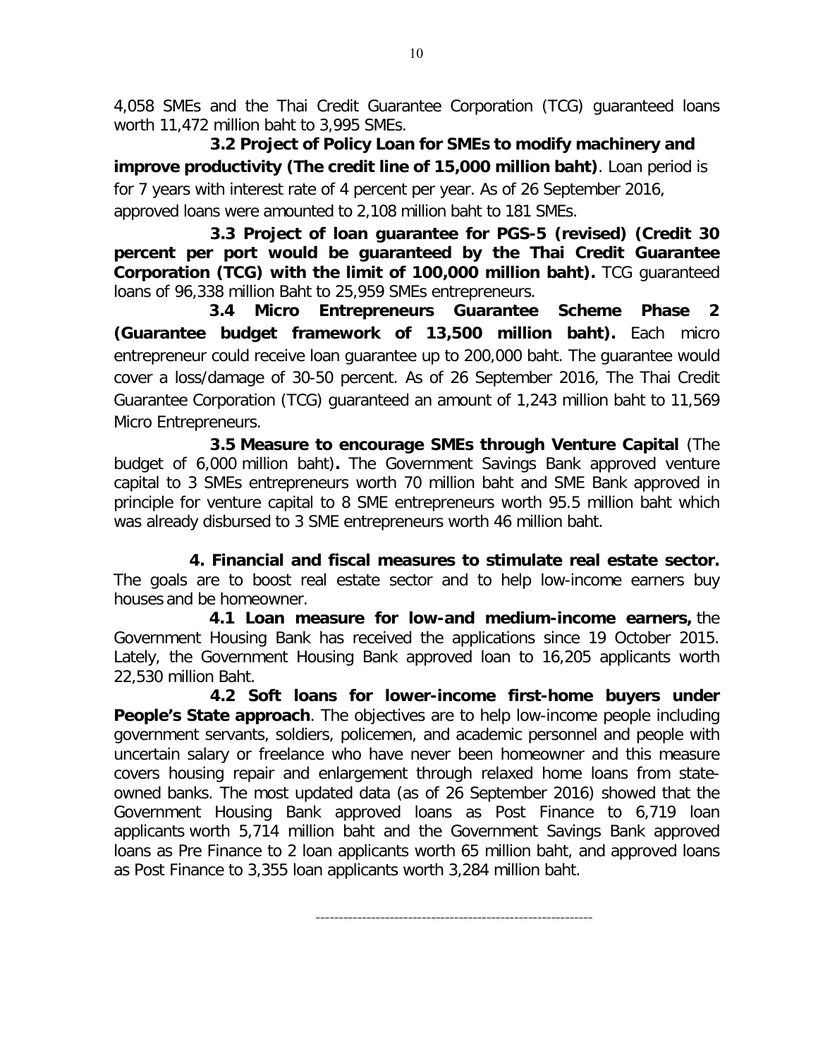4,058 SMEs and the Thai Credit Guarantee Corporation (TCG) guaranteed loans worth 11,472 million baht to 3,995 SMEs.

**3.2 Project of Policy Loan for SMEs to modify machinery and improve productivity (The credit line of 15,000 million baht)**. Loan period is for 7 years with interest rate of 4 percent per year. As of 26 September 2016, approved loans were amounted to 2,108 million baht to 181 SMEs.

**3.3 Project of loan guarantee for PGS-5 (revised) (Credit 30 percent per port would be guaranteed by the Thai Credit Guarantee Corporation (TCG) with the limit of 100,000 million baht).** TCG guaranteed loans of 96,338 million Baht to 25,959 SMEs entrepreneurs.

**3.4 Micro Entrepreneurs Guarantee Scheme Phase 2 (Guarantee budget framework of 13,500 million baht).** Each micro entrepreneur could receive loan guarantee up to 200,000 baht. The guarantee would cover a loss/damage of 30-50 percent. As of 26 September 2016, The Thai Credit Guarantee Corporation (TCG) guaranteed an amount of 1,243 million baht to 11,569 Micro Entrepreneurs.

**3.5 Measure to encourage SMEs through Venture Capital** (The budget of 6,000 million baht)**.** The Government Savings Bank approved venture capital to 3 SMEs entrepreneurs worth 70 million baht and SME Bank approved in principle for venture capital to 8 SME entrepreneurs worth 95.5 million baht which was already disbursed to 3 SME entrepreneurs worth 46 million baht.

**4. Financial and fiscal measures to stimulate real estate sector.** The goals are to boost real estate sector and to help low-income earners buy houses and be homeowner.

**4.1 Loan measure for low-and medium-income earners,** the Government Housing Bank has received the applications since 19 October 2015. Lately, the Government Housing Bank approved loan to 16,205 applicants worth 22,530 million Baht.

**4.2 Soft loans for lower-income first-home buyers under People's State approach**. The objectives are to help low-income people including government servants, soldiers, policemen, and academic personnel and people with uncertain salary or freelance who have never been homeowner and this measure covers housing repair and enlargement through relaxed home loans from state-owned banks. The most updated data (as of 26 September 2016) showed that the Government Housing Bank approved loans as Post Finance to 6,719 loan applicants worth 5,714 million baht and the Government Savings Bank approved loans as Pre Finance to 2 loan applicants worth 65 million baht, and approved loans as Post Finance to 3,355 loan applicants worth 3,284 million baht.

---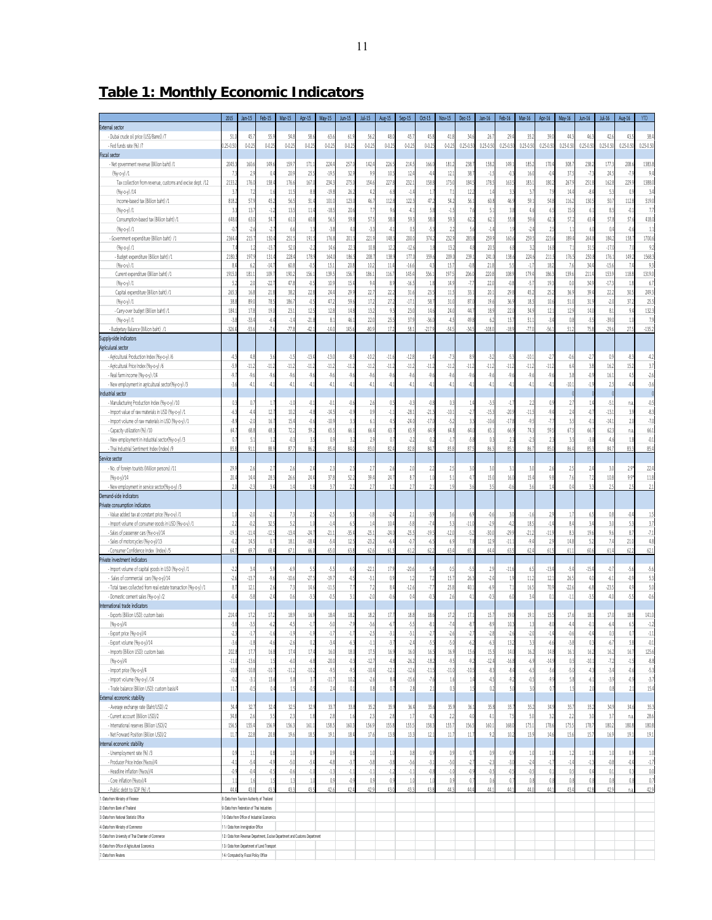# Table 1: Monthly Economic Indicators

| | 2015 | Jan-15 | Feb-15 | Mar-15 | Apr-15 | May-15 | Jun-15 | Jul-15 | Aug-15 | Sep-15 | Oct-15 | Nov-15 | Dec-15 | Jan-16 | Feb-16 | Mar-16 | Apr-16 | May-16 | Jun-16 | Jul-16 | Aug-16 | YTD |
|---|---|---|---|---|---|---|---|---|---|---|---|---|---|---|---|---|---|---|---|---|---|---|
| External sector | | | | | | | | | | | | | | | | | | | | | | |
| - Dubai crude oil price (US$/Barrel) /7 | 51.0 | 45.7 | 55.9 | 54.8 | 58.6 | 63.6 | 61.9 | 56.2 | 48.0 | 45.7 | 45.8 | 41.8 | 34.6 | 26.7 | 29.4 | 35.2 | 39.0 | 44.3 | 46.3 | 42.6 | 43.5 | 38.4 |
| - Fed funds rate (%) /7 | 0.25-0.50 | 0-0.25 | 0-0.25 | 0-0.25 | 0-0.25 | 0-0.25 | 0-0.25 | 0-0.25 | 0-0.25 | 0-0.25 | 0-0.25 | 0-0.25 | 0.25-0.50 | 0.25-0.50 | 0.25-0.50 | 0.25-0.50 | 0.25-0.50 | 0.25-0.50 | 0.25-0.50 | 0.25-0.50 | 0.25-0.50 | 0.25-0.50 |
| Fiscal sector | | | | | | | | | | | | | | | | | | | | | | |
| - Net government revenue (Billion baht) /1 | 2045.9 | 160.6 | 149.6 | 159.7 | 171.1 | 224.4 | 257.0 | 142.4 | 226.5 | 214.5 | 166.0 | 181.2 | 238.7 | 158.2 | 149.1 | 185.2 | 170.4 | 308.7 | 238.2 | 177.3 | 208.6 | 1383.8 |
| (%y-o-y) /1 | 7.3 | 2.9 | 0.4 | 20.9 | 25.5 | -19.5 | 32.9 | 9.9 | 10.5 | 12.4 | -4.4 | 12.1 | 38.7 | -1.5 | -0.3 | 16.0 | -0.4 | 37.5 | -7.3 | 24.5 | -7.9 | 9.4 |
| Tax collection from revenue, customs and excise dept. /12 | 2133.2 | 176.0 | 158.4 | 176.6 | 167.0 | 234.3 | 273.0 | 154.6 | 227.8 | 232.1 | 158.8 | 173.0 | 184.5 | 178.5 | 163.5 | 183.1 | 180.2 | 267.9 | 251.8 | 162.8 | 229.9 | 1388.0 |
| (%y-o-y) /14 | 3.7 | 7.2 | 1.6 | 11.5 | 8.8 | -19.8 | 26.2 | 4.2 | 6.8 | -1.4 | 1.7 | 7.1 | 12.2 | 1.4 | 3.3 | 3.7 | 7.9 | 14.4 | -8.6 | 5.3 | 0.9 | 3.4 |
| Income-based tax (Billion baht) /1 | 818.2 | 57.9 | 45.2 | 56.5 | 51.4 | 101.0 | 123.0 | 46.7 | 112.8 | 122.3 | 47.2 | 54.2 | 56.1 | 60.8 | 46.9 | 59.1 | 54.8 | 116.2 | 130.5 | 50.7 | 112.8 | 519.0 |
| (%y-o-y) /1 | 3.3 | 13.7 | -1.2 | 13.5 | 11.4 | -18.5 | 20.6 | 7.7 | 9.6 | -4.1 | 5.8 | -1.5 | 7.6 | 5.1 | 3.8 | 4.6 | 6.5 | 15.0 | 6.1 | 8.5 | -0.1 | 7.7 |
| Consumption-based tax (Billion baht) /1 | 648.0 | 63.0 | 54.7 | 61.0 | 60.8 | 56.5 | 59.8 | 57.5 | 58.0 | 59.3 | 58.0 | 59.3 | 62.2 | 62.1 | 55.8 | 59.6 | 62.9 | 57.2 | 63.4 | 57.8 | 57.6 | 418.0 |
| (%y-o-y) /1 | -0.7 | -2.6 | -2.7 | 6.6 | 1.3 | -3.8 | 4.0 | -3.3 | -4.1 | 0.5 | -5.3 | 2.2 | 5.6 | -1.4 | 1.9 | -2.4 | 2.5 | 1.1 | 6.0 | 0.4 | -0.6 | 1.1 |
| - Government expenditure (Billion baht) /1 | 2364.4 | 215.7 | 150.4 | 251.5 | 191.5 | 176.8 | 201.3 | 221.9 | 148.3 | 200.0 | 374.2 | 232.9 | 283.8 | 259.9 | 160.6 | 259.5 | 223.6 | 189.4 | 264.8 | 184.2 | 158.7 | 1700.6 |
| (%y-o-y) /1 | 7.4 | 1.2 | -13.7 | 52.0 | -2.2 | 14.6 | 22.3 | 10.8 | 12.2 | -12.6 | 1.8 | 13.2 | 4.8 | 20.5 | 6.8 | 3.2 | 16.8 | 7.1 | 31.5 | -17.0 | 7.0 | 9.2 |
| - Budget expenditure (Billion baht) /1 | 2180.3 | 197.9 | 131.4 | 228.4 | 178.9 | 164.0 | 186.5 | 208.7 | 138.9 | 177.0 | 359.6 | 209.0 | 239.1 | 241.0 | 138.6 | 224.6 | 211.5 | 176.5 | 250.8 | 176.1 | 149.2 | 1568.3 |
| (%y-o-y) /1 | 8.4 | 6.2 | -14.7 | 60.8 | -0.5 | 15.1 | 20.8 | 10.2 | 11.4 | -16.6 | 4.3 | 15.7 | -0.8 | 21.8 | 5.5 | -1.7 | 18.2 | 7.6 | 34.4 | -15.6 | 7.4 | 9.3 |
| Current expenditure (Billion baht) /1 | 1915.0 | 181.1 | 109.7 | 190.2 | 156.1 | 139.5 | 156.7 | 186.1 | 116.7 | 145.4 | 336.1 | 197.5 | 206.6 | 220.8 | 108.9 | 179.4 | 186.3 | 139.6 | 211.4 | 153.9 | 118.8 | 1319.0 |
| (%y-o-y) /1 | 5.2 | 2.0 | -22.7 | 47.8 | -0.5 | 10.9 | 15.4 | 9.4 | 8.9 | -16.5 | 1.8 | 14.9 | -7.7 | 22.0 | -0.8 | -5.7 | 19.3 | 0.0 | 34.9 | -17.3 | 1.8 | 6.7 |
| Capital expenditure (Billion baht) /1 | 265.3 | 16.8 | 21.8 | 38.2 | 22.8 | 24.4 | 29.9 | 22.7 | 22.2 | 31.6 | 23.5 | 11.5 | 33.1 | 20.1 | 29.8 | 45.2 | 25.2 | 36.9 | 39.4 | 22.2 | 30.5 | 249.3 |
| (%y-o-y) /1 | 38.8 | 89.0 | 78.5 | 186.7 | -0.5 | 47.2 | 59.6 | 17.2 | 27.2 | -17.1 | 58.7 | 31.0 | 87.0 | 19.6 | 36.9 | 18.5 | 10.6 | 51.0 | 31.9 | -2.0 | 37.2 | 25.5 |
| - Carry-over budget (Billion baht) /1 | 184.1 | 17.8 | 19.0 | 23.1 | 12.5 | 12.8 | 14.8 | 13.2 | 9.3 | 23.0 | 14.6 | 24.0 | 44.7 | 18.9 | 22.0 | 34.9 | 12.1 | 12.9 | 14.0 | 8.1 | 9.4 | 132.3 |
| (%y-o-y) /1 | -3.8 | -33.4 | -6.4 | -1.4 | -21.8 | 8.1 | 46.1 | 22.0 | 25.5 | 37.9 | -36.0 | -4.3 | 49.8 | 6.2 | 15.7 | 51.1 | -3.4 | 0.8 | -5.5 | -39.0 | 1.0 | 7.9 |
| - Budgetary Balance (Billion baht) /1 | -326.4 | -53.6 | -7.6 | -77.8 | -42.1 | -14.0 | 145.6 | -80.9 | 17.2 | 58.1 | -217.9 | -54.5 | -34.5 | -108.0 | -18.9 | -77.0 | -56.1 | 31.2 | 75.8 | -29.6 | 27.5 | -135.2 |
| Supply-side indicators | | | | | | | | | | | | | | | | | | | | | | |
| Agricultural sector | | | | | | | | | | | | | | | | | | | | | | |
| - Agricultural Production Index (%y-o-y) /6 | -4.3 | 4.8 | 3.6 | -1.5 | -13.4 | -13.0 | -8.3 | -10.2 | -11.6 | -12.8 | 1.4 | -7.3 | 8.9 | -3.2 | -5.3 | -10.1 | -2.7 | -0.6 | -2.7 | 0.9 | -8.3 | -4.2 |
| - Agricultural Price Index (%y-o-y) /6 | -5.9 | -11.2 | -11.2 | -11.2 | -11.2 | -11.2 | -11.2 | -11.2 | -11.2 | -11.2 | -11.2 | -11.2 | -11.2 | -11.2 | -11.2 | -11.2 | -11.2 | 6.4 | 3.8 | 16.2 | 15.2 | 3.7 |
| - Real farm income (%y-o-y) /14 | -9.7 | -9.6 | -9.6 | -9.6 | -9.6 | -9.6 | -9.6 | -9.6 | -9.6 | -9.6 | -9.6 | -9.6 | -9.6 | -9.6 | -9.6 | -9.6 | -9.6 | 3.8 | -0.9 | 16.1 | 4.5 | -2.6 |
| - New employment in agricultural sector(%y-o-y) /3 | -3.6 | -4.1 | -4.1 | -4.1 | -4.1 | -4.1 | -4.1 | -4.1 | -4.1 | -4.1 | -4.1 | -4.1 | -4.1 | -4.1 | -4.1 | -4.1 | -4.1 | -10.1 | -1.9 | 2.5 | -4.4 | -3.6 |
| Industrial sector | | | | | | | | | | | | | | | | | | 0 | 0 | 0 | | 0 |
| - Manufacturing Production Index (%y-o-y) /10 | 0.3 | 0.7 | 1.7 | -1.0 | -0.1 | -0.1 | -0.6 | 2.6 | 0.5 | -0.3 | -0.8 | 0.3 | 1.4 | -3.5 | -1.7 | 2.2 | 0.9 | 2.7 | 1.4 | -5.1 | n.a. | -0.5 |
| - Import value of raw materials in USD (%y-o-y) /1 | -6.5 | -4.4 | 12.7 | 10.2 | -4.8 | -14.5 | -0.9 | 0.9 | -1.1 | -28.1 | -21.3 | -10.1 | -2.7 | -15.3 | -20.9 | -11.5 | -9.4 | 2.4 | -0.7 | -13.1 | 3.9 | -8.5 |
| - Import volume of raw materials in USD (%y-o-y) /1 | -8.9 | -2.0 | 16.7 | 15.4 | -0.6 | -10.9 | 3.9 | 6.1 | 4.5 | -24.0 | -17.0 | -5.2 | 3.5 | -10.6 | -17.8 | -9.5 | -7.7 | 3.5 | -0.1 | -14.1 | 2.0 | -7.0 |
| - Capacity utilization (%) /10 | 64.7 | 68.8 | 68.3 | 72.2 | 59.2 | 65.5 | 66.1 | 66.4 | 63.7 | 65.9 | 64.9 | 64.8 | 64.0 | 65.5 | 66.9 | 74.3 | 59.5 | 67.5 | 66.7 | 62.3 | n.a. | 66.1 |
| - New employment in industrial sector(%y-o-y) /3 | 0.7 | 5.1 | 1.2 | -0.3 | 3.5 | 0.9 | 3.2 | 2.9 | 0.7 | -2.2 | 0.2 | -1.7 | -5.8 | 0.3 | 2.3 | -2.5 | 2.3 | 3.5 | -3.8 | -4.6 | 1.8 | -0.1 |
| - Thai Industrial Sentiment Index (Index) /9 | 85.8 | 91.1 | 88.9 | 87.7 | 86.2 | 85.4 | 84.0 | 83.0 | 82.4 | 82.8 | 84.7 | 85.0 | 87.5 | 86.3 | 85.1 | 86.7 | 85.0 | 86.4 | 85.3 | 84.7 | 83.3 | 85.4 |
| Service sector | | | | | | | | | | | | | | | | | | | | | | |
| - No. of foreign tourists (Million persons) /11 | 29.9 | 2.6 | 2.7 | 2.6 | 2.4 | 2.3 | 2.3 | 2.7 | 2.6 | 2.0 | 2.2 | 2.5 | 3.0 | 3.0 | 3.1 | 3.0 | 2.6 | 2.5 | 2.4 | 3.0 | 2.9* | 22.4 |
| (%y-o-y)/14 | 20.4 | 14.4 | 28.3 | 26.6 | 20.4 | 37.8 | 52.2 | 39.4 | 24.7 | 8.7 | 1.0 | 5.1 | 0.7 | 15.0 | 16.0 | 15.4 | 9.8 | 7.6 | 7.2 | 10.8 | 9.9* | 11.8 |
| - New employment in service sector(%y-o-y) /3 | 2.0 | -2.3 | 3.4 | 1.4 | 1.8 | 3.7 | 2.2 | 2.7 | 1.2 | 2.7 | 2.3 | 1.9 | 3.6 | 3.5 | -0.6 | 3.6 | 1.4 | 0.4 | 3.3 | 2.5 | 2.5 | 2.1 |
| Demand-side indicators | | | | | | | | | | | | | | | | | | | | | | |
| Private consumption indicators | | | | | | | | | | | | | | | | | | | | | | |
| - Value added tax at constant price (%y-o-y) /1 | 1.0 | -2.0 | -2.1 | 7.3 | 2.5 | -2.5 | 5.3 | -1.8 | -2.4 | 2.1 | -3.9 | 3.6 | 6.9 | -0.6 | 3.0 | -1.6 | 2.9 | 1.7 | 6.5 | 0.8 | -0.4 | 1.5 |
| - Import volume of consumer goods in USD (%y-o-y) /1 | 2.2 | -0.2 | 32.5 | 5.2 | 1.0 | -1.4 | 6.5 | 1.4 | 10.4 | -5.8 | -7.4 | 5.3 | -11.0 | -2.9 | -4.2 | 18.5 | -1.4 | 8.4 | 3.4 | 3.0 | 5.3 | 3.7 |
| - Sales of passenger cars (%y-o-y) /14 | -19.1 | -11.4 | -12.5 | -13.4 | -24.7 | -21.1 | -35.4 | -25.1 | -24.0 | -25.5 | -19.5 | -12.0 | -5.2 | -30.0 | -29.9 | -21.2 | -11.9 | 8.3 | 19.6 | 9.6 | 8.7 | -7.1 |
| - Sales of motorcycles (%y-o-y) /13 | -0.2 | 14.5 | 0.7 | 18.1 | -18.4 | -5.4 | 12.5 | -23.2 | -6.4 | -0.7 | -6.5 | 6.9 | 7.8 | 12.9 | -11.1 | -9.6 | 2.9 | 14.8 | 5.2 | 7.4 | 21.0 | 4.8 |
| - Consumer Confidence Index (Index) /5 | 64.7 | 69.7 | 68.4 | 67.1 | 66.0 | 65.0 | 63.8 | 62.6 | 61.5 | 61.2 | 62.2 | 63.4 | 65.1 | 64.4 | 63.5 | 62.4 | 61.5 | 61.1 | 60.6 | 61.4 | 62.2 | 62.1 |
| Private investment indicators | | | | | | | | | | | | | | | | | | | | | | |
| - Import volume of capital goods in USD (%y-o-y) /1 | -2.2 | 3.4 | 5.9 | -6.9 | 5.5 | -5.5 | 6.0 | -22.1 | 17.9 | -20.6 | 5.4 | 0.5 | -5.5 | 2.9 | -11.6 | 6.5 | -13.4 | -5.4 | -15.4 | -0.7 | -5.6 | -5.6 |
| - Sales of commercial cars (%y-o-y)/14 | -2.6 | -13.7 | -9.6 | -10.6 | -27.3 | -19.7 | -4.5 | -3.1 | 0.9 | 1.2 | 7.2 | 15.7 | 26.3 | -2.4 | 1.9 | 11.2 | 12.1 | 26.5 | 4.0 | -6.1 | -0.9 | 5.3 |
| - Total taxes collected from real estate transaction (%y-o-y) /1 | 8.7 | 12.1 | 2.6 | 7.3 | 14.6 | -11.5 | 7.7 | 7.2 | 8.4 | -12.6 | -7.7 | 25.8 | 40.1 | -6.9 | 7.1 | 16.5 | 70.9 | -22.6 | -6.8 | -23.5 | 4.9 | 5.0 |
| - Domestic cement sales (%y-o-y) /2 | -0.4 | -5.8 | -2.4 | 0.6 | -3.3 | -0.5 | 3.1 | -2.0 | -0.6 | 0.4 | -0.3 | 2.6 | 4.1 | -0.3 | 6.0 | 3.4 | 0.1 | -1.1 | -3.5 | -4.0 | -5.5 | -0.6 |
| International trade indicators | | | | | | | | | | | | | | | | | | | | | | |
| - Exports (Billion USD): custom basis | 214.4 | 17.2 | 17.2 | 18.9 | 16.9 | 18.4 | 18.2 | 18.2 | 17.7 | 18.8 | 18.6 | 17.2 | 17.1 | 15.7 | 19.0 | 19.1 | 15.5 | 17.6 | 18.1 | 17.0 | 18.8 | 141.0 |
| (%y-o-y)/4 | -5.8 | -3.5 | -6.2 | -4.5 | -1.7 | -5.0 | -7.9 | -3.6 | -6.7 | -5.5 | -8.1 | -7.4 | -8.7 | -8.9 | 10.3 | 1.3 | -8.0 | -4.4 | -0.1 | -6.4 | 6.5 | -1.2 |
| - Export price (%y-o-y)/4 | -2.3 | -1.7 | -1.6 | -1.9 | -1.9 | -1.7 | -1.7 | -2.5 | -3.1 | -3.1 | -2.7 | -2.6 | -2.7 | -2.8 | -2.6 | -2.0 | -1.4 | -0.6 | -0.4 | 0.3 | 0.7 | -1.1 |
| - Export volume (%y-o-y)/14 | -3.6 | -1.8 | -4.6 | -2.6 | 0.2 | -3.4 | -6.3 | -1.1 | -3.7 | -2.4 | -5.5 | -5.0 | -6.2 | -6.3 | 13.2 | 3.3 | -6.6 | -3.8 | 0.3 | -6.7 | 5.8 | -0.1 |
| - Imports (Billion USD): custom basis | 202.8 | 17.7 | 16.8 | 17.4 | 17.4 | 16.0 | 18.0 | 17.5 | 16.9 | 16.0 | 16.5 | 16.9 | 15.6 | 15.5 | 14.0 | 16.2 | 14.8 | 16.1 | 16.2 | 16.2 | 16.7 | 125.6 |
| (%y-o-y)/4 | -11.0 | -13.6 | 1.5 | -6.0 | -6.8 | -20.0 | -0.3 | -12.7 | -4.8 | -26.2 | -18.2 | -9.5 | -9.2 | -12.4 | -16.8 | -6.9 | -14.9 | 0.5 | -10.1 | -7.2 | -1.5 | -8.8 |
| - Import price (%y-o-y)/4 | -10.8 | -10.8 | -10.7 | -11.2 | -10.2 | -9.5 | -9.5 | -10.4 | -12.1 | -12.6 | -11.3 | -11.0 | -10.5 | -8.3 | -8.4 | -6.5 | -5.6 | -5.0 | -4.3 | -3.4 | -0.6 | -5.3 |
| - Import volume (%y-o-y) /14 | -0.2 | -3.1 | 13.6 | 5.8 | 3.7 | -11.7 | 10.2 | -2.6 | 8.4 | -15.6 | -7.6 | 1.6 | 1.4 | -4.5 | -9.2 | -0.5 | -9.9 | 5.8 | -6.1 | -3.9 | -0.9 | -3.7 |
| - Trade balance (Billion USD): custom basis/4 | 11.7 | -0.5 | 0.4 | 1.5 | -0.5 | 2.4 | 0.1 | 0.8 | 0.7 | 2.8 | 2.1 | 0.3 | 1.5 | 0.2 | 5.0 | 3.0 | 0.7 | 1.5 | 2.0 | 0.8 | 2.1 | 15.4 |
| External economic stability | | | | | | | | | | | | | | | | | | | | | | |
| - Average exchange rate (Baht/USD) /2 | 34.4 | 32.7 | 32.4 | 32.5 | 32.9 | 33.7 | 33.8 | 35.2 | 35.9 | 36.4 | 35.6 | 35.9 | 36.1 | 35.8 | 35.7 | 35.2 | 34.9 | 35.7 | 35.2 | 34.9 | 34.6 | 35.3 |
| - Current account (Billion USD)/2 | 34.8 | 2.6 | 3.5 | 2.3 | 1.8 | 2.8 | 1.6 | 2.3 | 2.8 | 1.7 | 4.3 | 2.2 | 4.0 | 4.1 | 7.5 | 5.0 | 3.2 | 2.2 | 3.0 | 3.7 | n.a. | 28.6 |
| - International reserves (Billion USD)/2 | 156.5 | 155.4 | 156.9 | 156.3 | 161.1 | 158.5 | 160.3 | 156.9 | 155.8 | 155.5 | 158.3 | 155.7 | 156.5 | 160.1 | 168.0 | 175.1 | 178.6 | 175.5 | 178.7 | 180.2 | 180.8 | 180.8 |
| - Net Forward Position (Billion USD)/2 | 11.7 | 22.8 | 20.8 | 19.6 | 18.5 | 19.1 | 18.4 | 17.6 | 13.8 | 13.3 | 12.1 | 11.7 | 11.7 | 9.2 | 10.2 | 13.9 | 14.6 | 15.6 | 15.7 | 16.9 | 19.1 | 19.1 |
| Internal economic stability | | | | | | | | | | | | | | | | | | | | | | |
| - Unemployment rate (%) /3 | 0.9 | 1.1 | 0.8 | 1.0 | 0.9 | 0.9 | 0.8 | 1.0 | 1.0 | 0.8 | 0.9 | 0.9 | 0.7 | 0.9 | 0.9 | 1.0 | 1.0 | 1.2 | 1.0 | 1.0 | 0.9 | 1.0 |
| - Producer Price Index (%yoy)/4 | -4.1 | -5.4 | -4.9 | -5.0 | -5.4 | -4.8 | -3.7 | -3.8 | -3.8 | -3.6 | -3.1 | -3.0 | -2.7 | -2.9 | -3.0 | -2.4 | -1.7 | -1.4 | -1.3 | -0.8 | -0.4 | -1.7 |
| - Headline inflation (%yoy)/4 | -0.9 | -0.4 | -0.5 | -0.6 | -1.0 | -1.3 | -1.1 | -1.1 | -1.2 | -1.1 | -0.8 | -1.0 | -0.9 | -0.5 | -0.5 | -0.5 | 0.1 | 0.5 | 0.4 | 0.1 | 0.3 | 0.0 |
| - Core inflation (%yoy)/4 | 1.1 | 1.6 | 1.5 | 1.3 | 1.0 | 0.9 | 0.9 | 0.9 | 0.9 | 1.0 | 1.0 | 0.9 | 0.7 | 0.6 | 0.7 | 0.8 | 0.8 | 0.8 | 0.8 | 0.8 | 0.8 | 0.7 |
| - Public debt to GDP (%) /1 | 44.0 | 43.0 | 43.3 | 43.3 | 43.5 | 42.6 | 42.8 | 42.9 | 43.0 | 43.3 | 43.8 | 44.3 | 44.4 | 44.1 | 44.1 | 44.0 | 44.1 | 43.0 | 42.8 | 42.9 | n.a. | 42.9 |

1/ Data from Ministry of Finance
2/ Data from Bank of Thailand
3/ Data from National Statistic Office
4/ Data from Ministry of Commerce
5/ Data from University of Thai Chamber of Commerce
6/ Data from Office of Agricultural Economics
7/ Data from Reuters
8/ Data from Tourism Authority of Thailand
9/ Data from Federation of Thai Industries
10/ Data from Office of Industrial Economics
11/ Data from Immigration Office
12/ Data from Revenue Department, Excise Department and Customs Department
13/ Data from Department of Land Transport
14/ Computed by Fiscal Policy Office